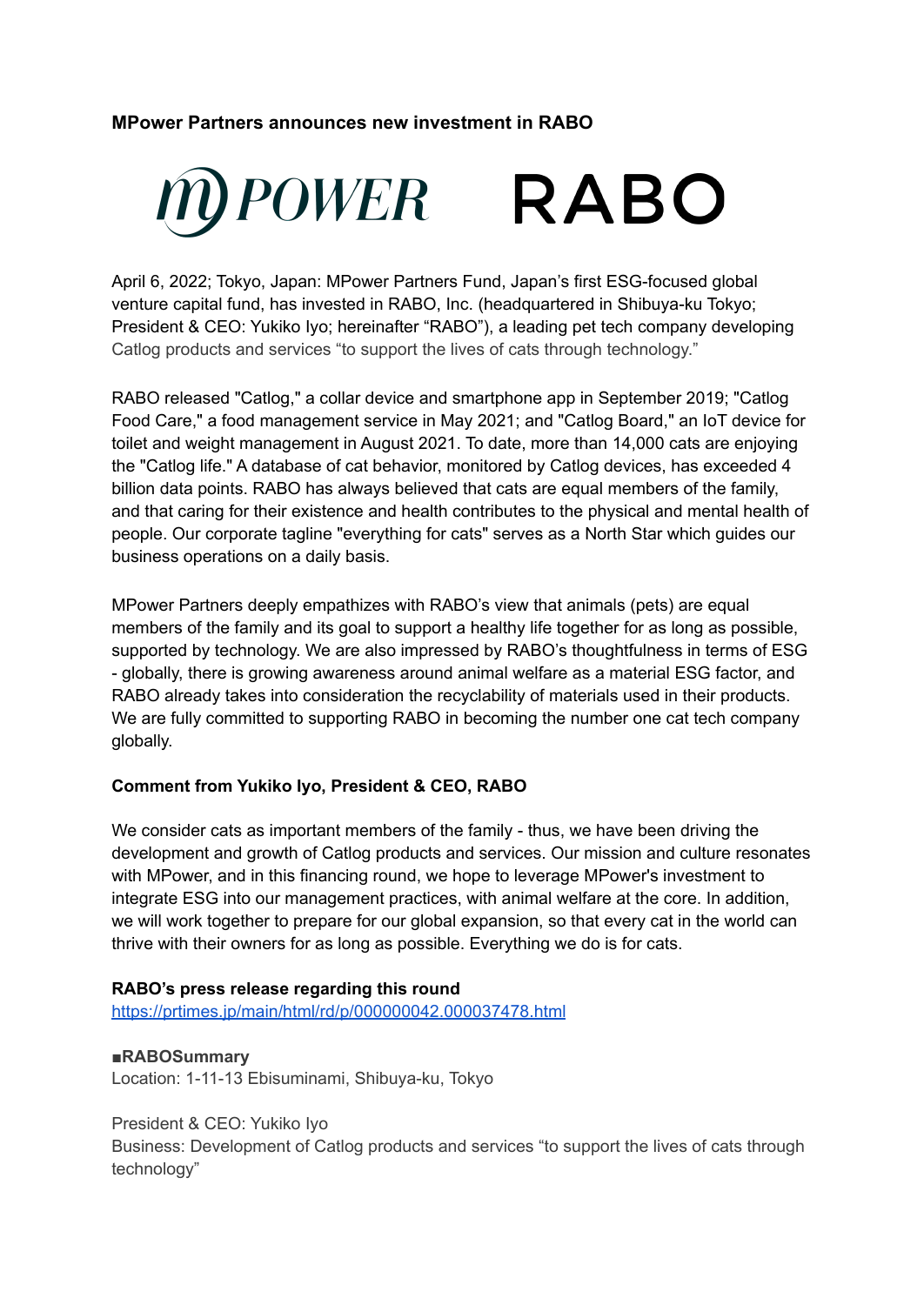**MPower Partners announces new investment in RABO**

April 6, 2022; Tokyo, Japan: MPower Partners Fund, Japan's first ESG-focused global venture capital fund, has invested in RABO, Inc. (headquartered in Shibuya-ku Tokyo; President & CEO: Yukiko Iyo; hereinafter "RABO"), a leading pet tech company developing Catlog products and services "to support the lives of cats through technology."

RABO released "Catlog," a collar device and smartphone app in September 2019; "Catlog Food Care," a food management service in May 2021; and "Catlog Board," an IoT device for toilet and weight management in August 2021. To date, more than 14,000 cats are enjoying the "Catlog life." A database of cat behavior, monitored by Catlog devices, has exceeded 4 billion data points. RABO has always believed that cats are equal members of the family, and that caring for their existence and health contributes to the physical and mental health of people. Our corporate tagline "everything for cats" serves as a North Star which guides our business operations on a daily basis.

MPower Partners deeply empathizes with RABO's view that animals (pets) are equal members of the family and its goal to support a healthy life together for as long as possible, supported by technology. We are also impressed by RABO's thoughtfulness in terms of ESG - globally, there is growing awareness around animal welfare as a material ESG factor, and RABO already takes into consideration the recyclability of materials used in their products. We are fully committed to supporting RABO in becoming the number one cat tech company globally.

**Comment from Yukiko Iyo, President & CEO, RABO**

We consider cats as important members of the family - thus, we have been driving the development and growth of Catlog products and services. Our mission and culture resonates with MPower, and in this financing round, we hope to leverage MPower's investment to integrate ESG into our management practices, with animal welfare at the core. In addition, we will work together to prepare for our global expansion, so that every cat in the world can thrive with their owners for as long as possible. Everything we do is for cats.

**RABO's press release regarding this round**

https://prtimes.jp/main/html/rd/p/000000042.000037478.html

**■RABOSummary**

Location: 1-11-13 Ebisuminami, Shibuya-ku, Tokyo

President & CEO: Yukiko Iyo

Business: Development of Catlog products and services "to support the lives of cats through technology"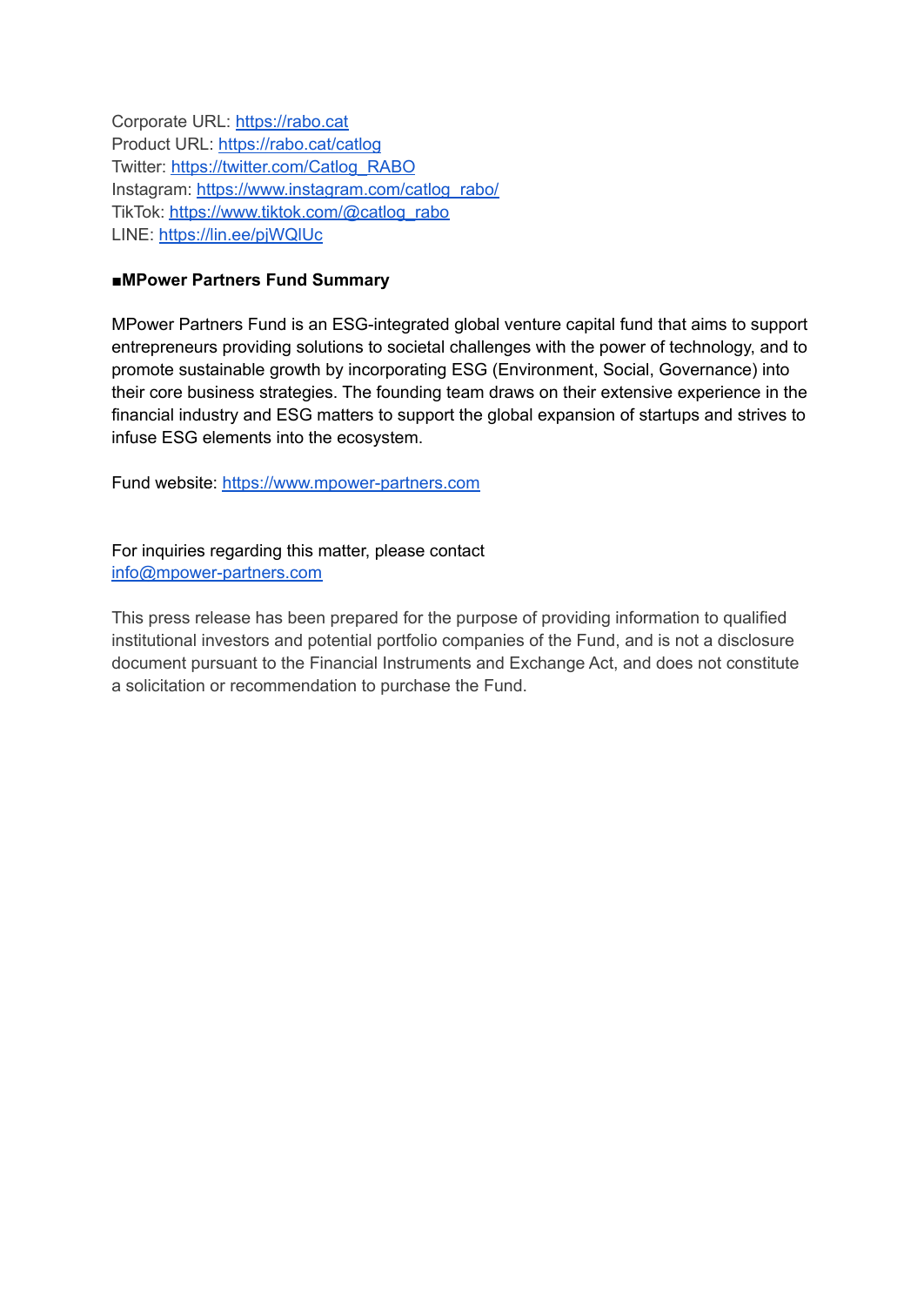Corporate URL: https://rabo.cat
Product URL: https://rabo.cat/catlog
Twitter: https://twitter.com/Catlog_RABO
Instagram: https://www.instagram.com/catlog_rabo/
TikTok: https://www.tiktok.com/@catlog_rabo
LINE: https://lin.ee/pjWQlUc

**■MPower Partners Fund Summary**

MPower Partners Fund is an ESG-integrated global venture capital fund that aims to support entrepreneurs providing solutions to societal challenges with the power of technology, and to promote sustainable growth by incorporating ESG (Environment, Social, Governance) into their core business strategies. The founding team draws on their extensive experience in the financial industry and ESG matters to support the global expansion of startups and strives to infuse ESG elements into the ecosystem.

Fund website: https://www.mpower-partners.com

For inquiries regarding this matter, please contact
info@mpower-partners.com

This press release has been prepared for the purpose of providing information to qualified institutional investors and potential portfolio companies of the Fund, and is not a disclosure document pursuant to the Financial Instruments and Exchange Act, and does not constitute a solicitation or recommendation to purchase the Fund.